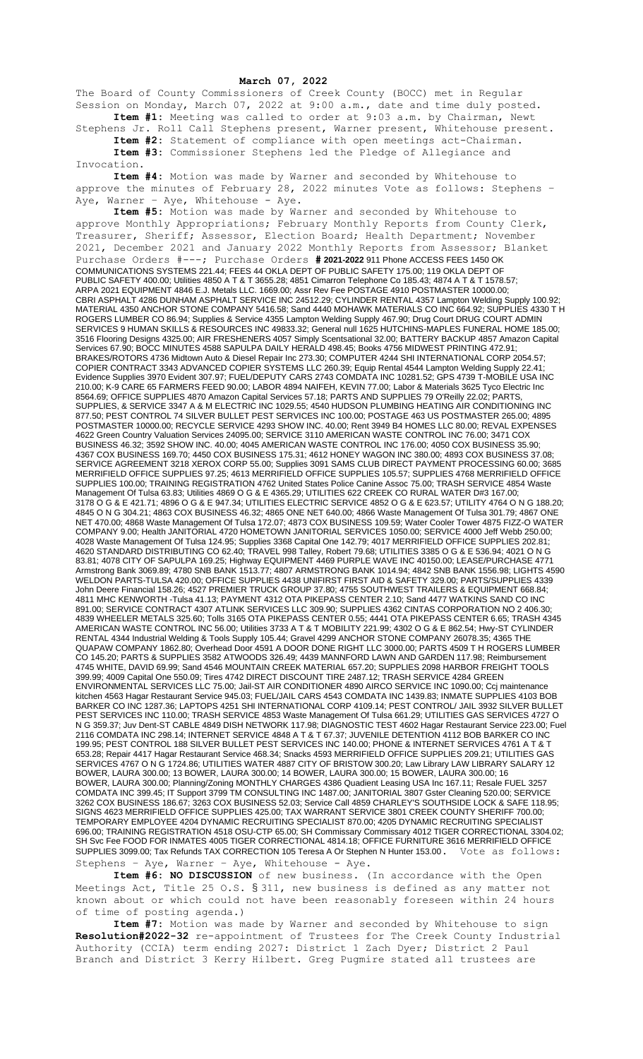**March 07, 2022**

The Board of County Commissioners of Creek County (BOCC) met in Regular Session on Monday, March 07, 2022 at 9:00 a.m., date and time duly posted.

**Item #1:** Meeting was called to order at 9:03 a.m. by Chairman, Newt Stephens Jr. Roll Call Stephens present, Warner present, Whitehouse present.

**Item #2:** Statement of compliance with open meetings act-Chairman.

**Item #3:** Commissioner Stephens led the Pledge of Allegiance and Invocation.

**Item #4:** Motion was made by Warner and seconded by Whitehouse to approve the minutes of February 28, 2022 minutes Vote as follows: Stephens – Aye, Warner – Aye, Whitehouse - Aye.

**Item #5:** Motion was made by Warner and seconded by Whitehouse to approve Monthly Appropriations; February Monthly Reports from County Clerk, Treasurer, Sheriff; Assessor, Election Board; Health Department; November 2021, December 2021 and January 2022 Monthly Reports from Assessor; Blanket Purchase Orders #---; Purchase Orders **# 2021-2022** 911 Phone ACCESS FEES 1450 OK COMMUNICATIONS SYSTEMS 221.44; FEES 44 OKLA DEPT OF PUBLIC SAFETY 175.00; 119 OKLA DEPT OF PUBLIC SAFETY 400.00; Utilities 4850 A T & T 3655.28; 4851 Cimarron Telephone Co 185.43; 4874 A T & T 1578.57; ARPA 2021 EQUIPMENT 4846 E.J. Metals LLC. 1669.00; Assr Rev Fee POSTAGE 4910 POSTMASTER 10000.00; CBRI ASPHALT 4286 DUNHAM ASPHALT SERVICE INC 24512.29; CYLINDER RENTAL 4357 Lampton Welding Supply 100.92; MATERIAL 4350 ANCHOR STONE COMPANY 5416.58; Sand 4440 MOHAWK MATERIALS CO INC 664.92; SUPPLIES 4330 T H ROGERS LUMBER CO 86.94; Supplies & Service 4355 Lampton Welding Supply 467.90; Drug Court DRUG COURT ADMIN SERVICES 9 HUMAN SKILLS & RESOURCES INC 49833.32; General null 1625 HUTCHINS-MAPLES FUNERAL HOME 185.00; 3516 Flooring Designs 4325.00; AIR FRESHENERS 4057 Simply Scentsational 32.00; BATTERY BACKUP 4857 Amazon Capital Services 67.90; BOCC MINUTES 4588 SAPULPA DAILY HERALD 498.45; Books 4756 MIDWEST PRINTING 472.91; BRAKES/ROTORS 4736 Midtown Auto & Diesel Repair Inc 273.30; COMPUTER 4244 SHI INTERNATIONAL CORP 2054.57; COPIER CONTRACT 3343 ADVANCED COPIER SYSTEMS LLC 260.39; Equip Rental 4544 Lampton Welding Supply 22.41; Evidence Supplies 3970 Evident 307.97; FUEL/DEPUTY CARS 2743 COMDATA INC 10281.52; GPS 4739 T-MOBILE USA INC 210.00; K-9 CARE 65 FARMERS FEED 90.00; LABOR 4894 NAIFEH, KEVIN 77.00; Labor & Materials 3625 Tyco Electric Inc 8564.69; OFFICE SUPPLIES 4870 Amazon Capital Services 57.18; PARTS AND SUPPLIES 79 O'Reilly 22.02; PARTS, SUPPLIES, & SERVICE 3347 A & M ELECTRIC INC 1029.55; 4540 HUDSON PLUMBING HEATING AIR CONDITIONING INC 877.50; PEST CONTROL 74 SILVER BULLET PEST SERVICES INC 100.00; POSTAGE 463 US POSTMASTER 265.00; 4895 POSTMASTER 10000.00; RECYCLE SERVICE 4293 SHOW INC. 40.00; Rent 3949 B4 HOMES LLC 80.00; REVAL EXPENSES 4622 Green Country Valuation Services 24095.00; SERVICE 3110 AMERICAN WASTE CONTROL INC 76.00; 3471 COX BUSINESS 46.32; 3592 SHOW INC. 40.00; 4045 AMERICAN WASTE CONTROL INC 176.00; 4050 COX BUSINESS 35.90; 4367 COX BUSINESS 169.70; 4450 COX BUSINESS 175.31; 4612 HONEY WAGON INC 380.00; 4893 COX BUSINESS 37.08; SERVICE AGREEMENT 3218 XEROX CORP 55.00; Supplies 3091 SAMS CLUB DIRECT PAYMENT PROCESSING 60.00; 3685 MERRIFIELD OFFICE SUPPLIES 97.25; 4613 MERRIFIELD OFFICE SUPPLIES 105.57; SUPPLIES 4768 MERRIFIELD OFFICE SUPPLIES 100.00; TRAINING REGISTRATION 4762 United States Police Canine Assoc 75.00; TRASH SERVICE 4854 Waste Management Of Tulsa 63.83; Utilities 4869 O G & E 4365.29; UTILITIES 622 CREEK CO RURAL WATER D#3 167.00; 3178 O G & E 421.71; 4896 O G & E 947.34; UTILITIES ELECTRIC SERVICE 4852 O G & E 623.57; UTILITY 4764 O N G 188.20; 4845 O N G 304.21; 4863 COX BUSINESS 46.32; 4865 ONE NET 640.00; 4866 Waste Management Of Tulsa 301.79; 4867 ONE NET 470.00; 4868 Waste Management Of Tulsa 172.07; 4873 COX BUSINESS 109.59; Water Cooler Tower 4875 FIZZ-O WATER COMPANY 9.00; Health JANITORIAL 4720 HOMETOWN JANITORIAL SERVICES 1050.00; SERVICE 4000 Jeff Webb 250.00; 4028 Waste Management Of Tulsa 124.95; Supplies 3368 Capital One 142.79; 4017 MERRIFIELD OFFICE SUPPLIES 202.81; 4620 STANDARD DISTRIBUTING CO 62.40; TRAVEL 998 Talley, Robert 79.68; UTILITIES 3385 O G & E 536.94; 4021 O N G 83.81; 4078 CITY OF SAPULPA 169.25; Highway EQUIPMENT 4469 PURPLE WAVE INC 40150.00; LEASE/PURCHASE 4771 Armstrong Bank 3069.89; 4780 SNB BANK 1513.77; 4807 ARMSTRONG BANK 1014.94; 4842 SNB BANK 1556.98; LIGHTS 4590 WELDON PARTS-TULSA 420.00; OFFICE SUPPLIES 4438 UNIFIRST FIRST AID & SAFETY 329.00; PARTS/SUPPLIES 4339 John Deere Financial 158.26; 4527 PREMIER TRUCK GROUP 37.80; 4755 SOUTHWEST TRAILERS & EQUIPMENT 668.84; 4811 MHC KENWORTH -Tulsa 41.13; PAYMENT 4312 OTA PIKEPASS CENTER 2.10; Sand 4477 WATKINS SAND CO INC 891.00; SERVICE CONTRACT 4307 ATLINK SERVICES LLC 309.90; SUPPLIES 4362 CINTAS CORPORATION NO 2 406.30; 4839 WHEELER METALS 325.60; Tolls 3165 OTA PIKEPASS CENTER 0.55; 4441 OTA PIKEPASS CENTER 6.65; TRASH 4345 AMERICAN WASTE CONTROL INC 56.00; Utilities 3733 A T & T MOBILITY 221.99; 4302 O G & E 862.54; Hwy-ST CYLINDER RENTAL 4344 Industrial Welding & Tools Supply 105.44; Gravel 4299 ANCHOR STONE COMPANY 26078.35; 4365 THE QUAPAW COMPANY 1862.80; Overhead Door 4591 A DOOR DONE RIGHT LLC 3000.00; PARTS 4509 T H ROGERS LUMBER CO 145.20; PARTS & SUPPLIES 3582 ATWOODS 326.49; 4439 MANNFORD LAWN AND GARDEN 117.98; Reimbursement 4745 WHITE, DAVID 69.99; Sand 4546 MOUNTAIN CREEK MATERIAL 657.20; SUPPLIES 2098 HARBOR FREIGHT TOOLS 399.99; 4009 Capital One 550.09; Tires 4772 DIRECT DISCOUNT TIRE 2487.12; TRASH SERVICE 4284 GREEN ENVIRONMENTAL SERVICES LLC 75.00; Jail-ST AIR CONDITIONER 4890 AIRCO SERVICE INC 1090.00; Ccj maintenance kitchen 4563 Hagar Restaurant Service 945.03; FUEL/JAIL CARS 4543 COMDATA INC 1439.83; INMATE SUPPLIES 4103 BOB BARKER CO INC 1287.36; LAPTOPS 4251 SHI INTERNATIONAL CORP 4109.14; PEST CONTROL/ JAIL 3932 SILVER BULLET PEST SERVICES INC 110.00; TRASH SERVICE 4853 Waste Management Of Tulsa 661.29; UTILITIES GAS SERVICES 4727 O N G 359.37; Juv Dent-ST CABLE 4849 DISH NETWORK 117.98; DIAGNOSTIC TEST 4602 Hagar Restaurant Service 223.00; Fuel 2116 COMDATA INC 298.14; INTERNET SERVICE 4848 A T & T 67.37; JUVENILE DETENTION 4112 BOB BARKER CO INC 199.95; PEST CONTROL 188 SILVER BULLET PEST SERVICES INC 140.00; PHONE & INTERNET SERVICES 4761 A T & T 653.28; Repair 4417 Hagar Restaurant Service 468.34; Snacks 4593 MERRIFIELD OFFICE SUPPLIES 209.21; UTILITIES GAS SERVICES 4767 O N G 1724.86; UTILITIES WATER 4887 CITY OF BRISTOW 300.20; Law Library LAW LIBRARY SALARY 12 BOWER, LAURA 300.00; 13 BOWER, LAURA 300.00; 14 BOWER, LAURA 300.00; 15 BOWER, LAURA 300.00; 16 BOWER, LAURA 300.00; Planning/Zoning MONTHLY CHARGES 4386 Quadient Leasing USA Inc 167.11; Resale FUEL 3257 COMDATA INC 399.45; IT Support 3799 TM CONSULTING INC 1487.00; JANITORIAL 3807 Gster Cleaning 520.00; SERVICE 3262 COX BUSINESS 186.67; 3263 COX BUSINESS 52.03; Service Call 4859 CHARLEY'S SOUTHSIDE LOCK & SAFE 118.95; SIGNS 4623 MERRIFIELD OFFICE SUPPLIES 425.00; TAX WARRANT SERVICE 3801 CREEK COUNTY SHERIFF 700.00; TEMPORARY EMPLOYEE 4204 DYNAMIC RECRUITING SPECIALIST 870.00; 4205 DYNAMIC RECRUITING SPECIALIST 696.00; TRAINING REGISTRATION 4518 OSU-CTP 65.00; SH Commissary Commissary 4012 TIGER CORRECTIONAL 3304.02; SH Svc Fee FOOD FOR INMATES 4005 TIGER CORRECTIONAL 4814.18; OFFICE FURNITURE 3616 MERRIFIELD OFFICE SUPPLIES 3099.00; Tax Refunds TAX CORRECTION 105 Teresa A Or Stephen N Hunter 153.00. Vote as follows: Stephens – Aye, Warner – Aye, Whitehouse - Aye.

**Item #6: NO DISCUSSION** of new business. (In accordance with the Open Meetings Act, Title 25 O.S. § 311, new business is defined as any matter not known about or which could not have been reasonably foreseen within 24 hours of time of posting agenda.)

**Item #7:** Motion was made by Warner and seconded by Whitehouse to sign **Resolution#2022-32** re-appointment of Trustees for The Creek County Industrial Authority (CCIA) term ending 2027: District 1 Zach Dyer; District 2 Paul Branch and District 3 Kerry Hilbert. Greg Pugmire stated all trustees are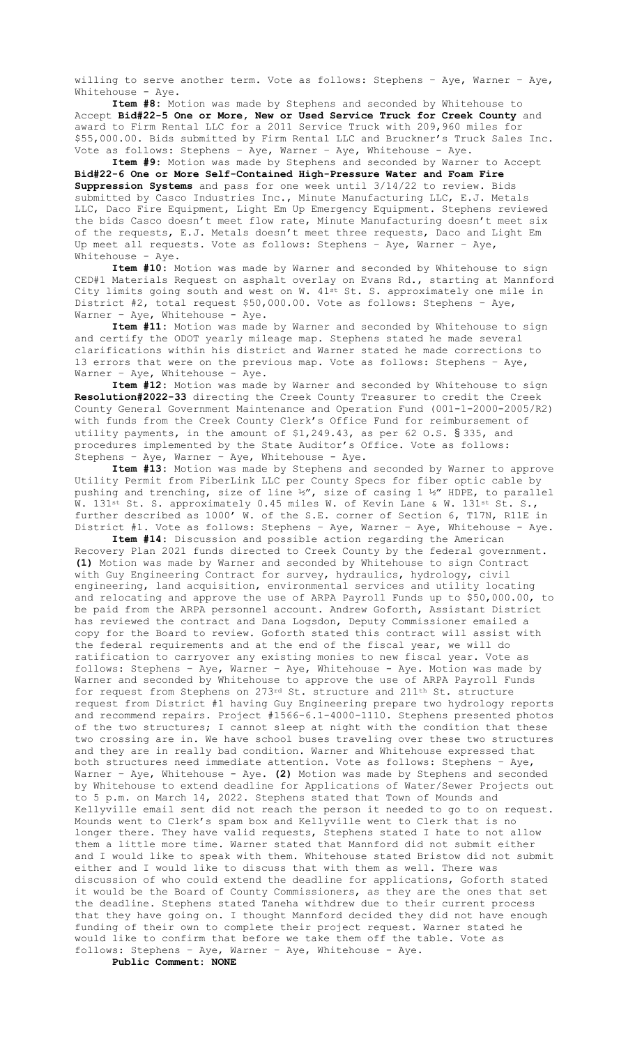willing to serve another term. Vote as follows: Stephens – Aye, Warner – Aye, Whitehouse - Aye.

**Item #8:** Motion was made by Stephens and seconded by Whitehouse to Accept **Bid#22-5 One or More, New or Used Service Truck for Creek County** and award to Firm Rental LLC for a 2011 Service Truck with 209,960 miles for $55,000.00. Bids submitted by Firm Rental LLC and Bruckner's Truck Sales Inc. Vote as follows: Stephens – Aye, Warner – Aye, Whitehouse - Aye.

**Item #9:** Motion was made by Stephens and seconded by Warner to Accept **Bid#22-6 One or More Self-Contained High-Pressure Water and Foam Fire Suppression Systems** and pass for one week until 3/14/22 to review. Bids submitted by Casco Industries Inc., Minute Manufacturing LLC, E.J. Metals LLC, Daco Fire Equipment, Light Em Up Emergency Equipment. Stephens reviewed the bids Casco doesn't meet flow rate, Minute Manufacturing doesn't meet six of the requests, E.J. Metals doesn't meet three requests, Daco and Light Em Up meet all requests. Vote as follows: Stephens – Aye, Warner – Aye, Whitehouse - Aye.

**Item #10:** Motion was made by Warner and seconded by Whitehouse to sign CED#1 Materials Request on asphalt overlay on Evans Rd., starting at Mannford City limits going south and west on W. 41st St. S. approximately one mile in District #2, total request $50,000.00. Vote as follows: Stephens – Aye, Warner – Aye, Whitehouse - Aye.

**Item #11:** Motion was made by Warner and seconded by Whitehouse to sign and certify the ODOT yearly mileage map. Stephens stated he made several clarifications within his district and Warner stated he made corrections to 13 errors that were on the previous map. Vote as follows: Stephens – Aye, Warner – Aye, Whitehouse - Aye.

**Item #12:** Motion was made by Warner and seconded by Whitehouse to sign **Resolution#2022-33** directing the Creek County Treasurer to credit the Creek County General Government Maintenance and Operation Fund (001-1-2000-2005/R2) with funds from the Creek County Clerk's Office Fund for reimbursement of utility payments, in the amount of $1,249.43, as per 62 O.S. § 335, and procedures implemented by the State Auditor's Office. Vote as follows: Stephens – Aye, Warner – Aye, Whitehouse - Aye.

**Item #13:** Motion was made by Stephens and seconded by Warner to approve Utility Permit from FiberLink LLC per County Specs for fiber optic cable by pushing and trenching, size of line ½", size of casing 1 ½" HDPE, to parallel W. 131st St. S. approximately 0.45 miles W. of Kevin Lane & W. 131st St. S., further described as 1000' W. of the S.E. corner of Section 6, T17N, R11E in District #1. Vote as follows: Stephens – Aye, Warner – Aye, Whitehouse - Aye.

**Item #14:** Discussion and possible action regarding the American Recovery Plan 2021 funds directed to Creek County by the federal government. **(1)** Motion was made by Warner and seconded by Whitehouse to sign Contract with Guy Engineering Contract for survey, hydraulics, hydrology, civil engineering, land acquisition, environmental services and utility locating and relocating and approve the use of ARPA Payroll Funds up to $50,000.00, to be paid from the ARPA personnel account. Andrew Goforth, Assistant District has reviewed the contract and Dana Logsdon, Deputy Commissioner emailed a copy for the Board to review. Goforth stated this contract will assist with the federal requirements and at the end of the fiscal year, we will do ratification to carryover any existing monies to new fiscal year. Vote as follows: Stephens – Aye, Warner – Aye, Whitehouse - Aye. Motion was made by Warner and seconded by Whitehouse to approve the use of ARPA Payroll Funds for request from Stephens on 273rd St. structure and 211th St. structure request from District #1 having Guy Engineering prepare two hydrology reports and recommend repairs. Project #1566-6.1-4000-1110. Stephens presented photos of the two structures; I cannot sleep at night with the condition that these two crossing are in. We have school buses traveling over these two structures and they are in really bad condition. Warner and Whitehouse expressed that both structures need immediate attention. Vote as follows: Stephens – Aye, Warner – Aye, Whitehouse - Aye. **(2)** Motion was made by Stephens and seconded by Whitehouse to extend deadline for Applications of Water/Sewer Projects out to 5 p.m. on March 14, 2022. Stephens stated that Town of Mounds and Kellyville email sent did not reach the person it needed to go to on request. Mounds went to Clerk's spam box and Kellyville went to Clerk that is no longer there. They have valid requests, Stephens stated I hate to not allow them a little more time. Warner stated that Mannford did not submit either and I would like to speak with them. Whitehouse stated Bristow did not submit either and I would like to discuss that with them as well. There was discussion of who could extend the deadline for applications, Goforth stated it would be the Board of County Commissioners, as they are the ones that set the deadline. Stephens stated Taneha withdrew due to their current process that they have going on. I thought Mannford decided they did not have enough funding of their own to complete their project request. Warner stated he would like to confirm that before we take them off the table. Vote as follows: Stephens – Aye, Warner – Aye, Whitehouse - Aye.

**Public Comment: NONE**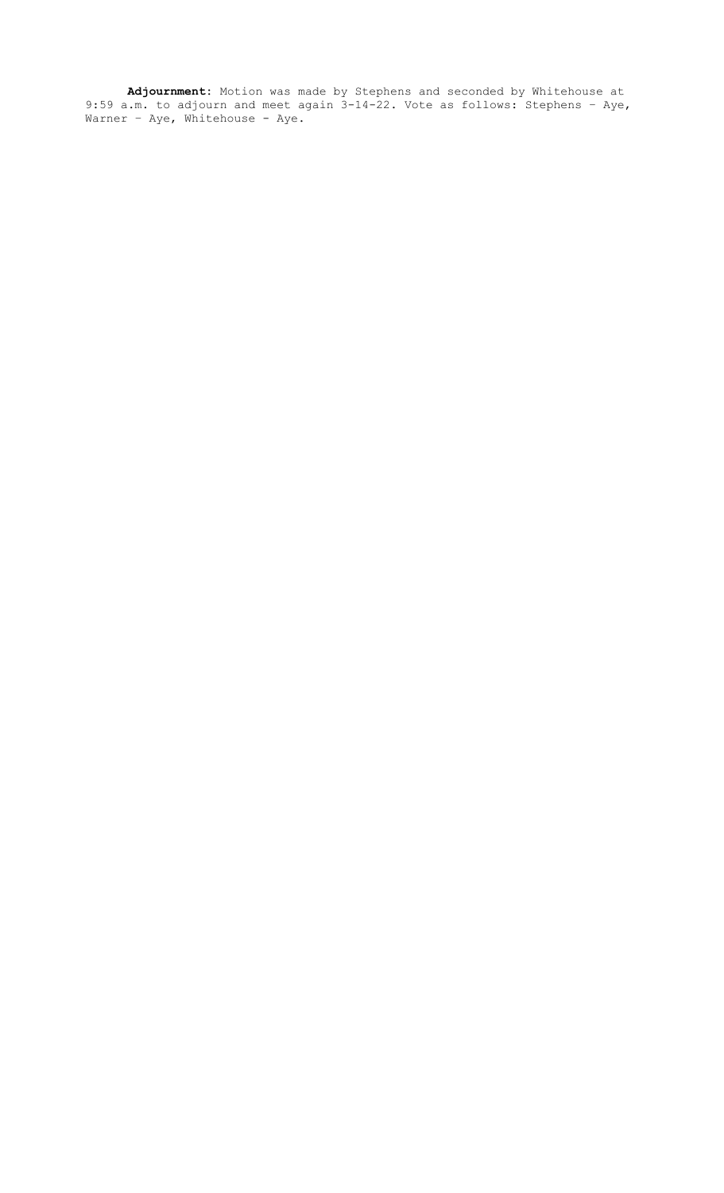**Adjournment**: Motion was made by Stephens and seconded by Whitehouse at 9:59 a.m. to adjourn and meet again 3-14-22. Vote as follows: Stephens – Aye, Warner – Aye, Whitehouse - Aye.